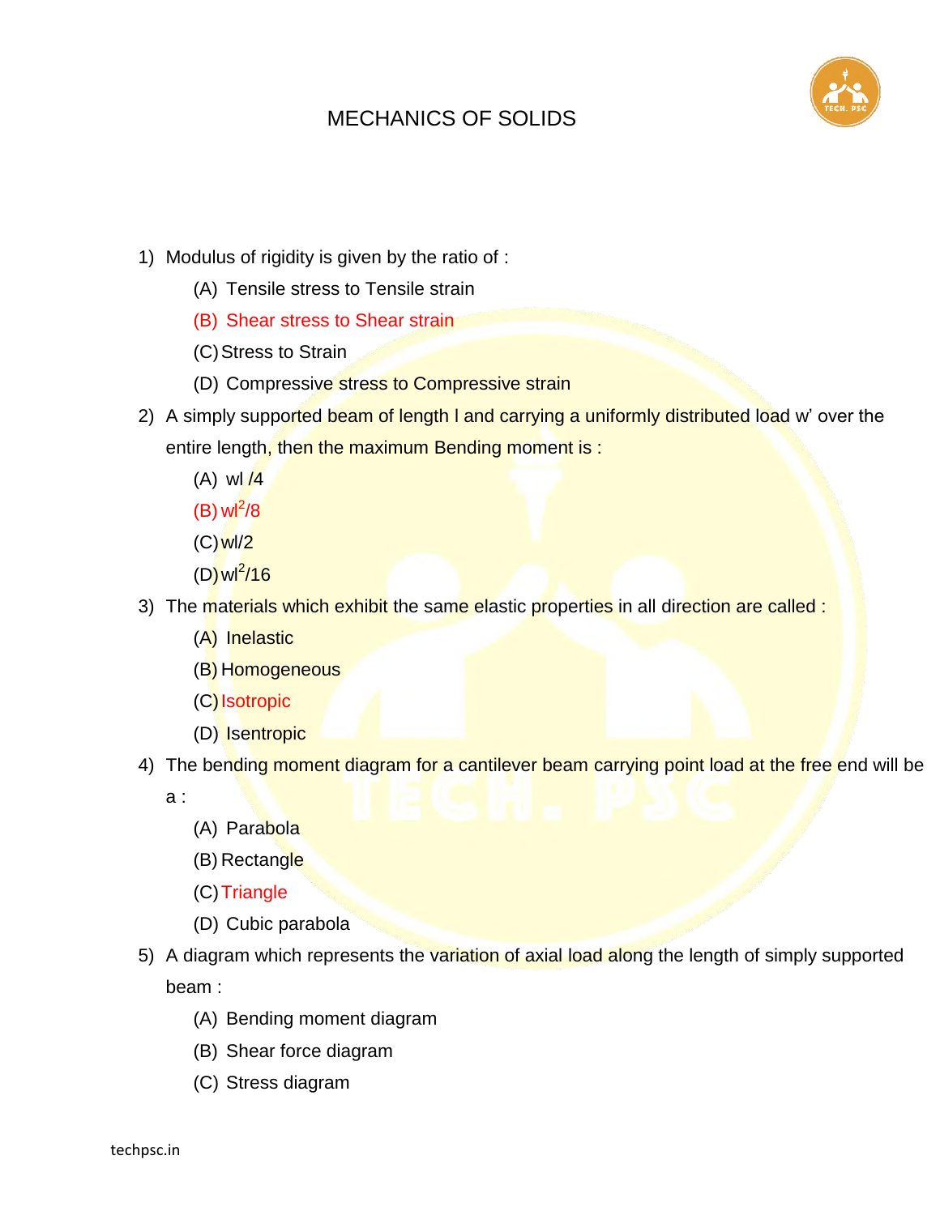# MECHANICS OF SOLIDS

1) Modulus of rigidity is given by the ratio of :
   - (A) Tensile stress to Tensile strain
   - (B) Shear stress to Shear strain
   - (C) Stress to Strain
   - (D) Compressive stress to Compressive strain

2) A simply supported beam of length l and carrying a uniformly distributed load w' over the entire length, then the maximum Bending moment is :
   - (A) wl /4
   - (B) $wl^2/8$
   - (C) wl/2
   - (D) $wl^2/16$

3) The materials which exhibit the same elastic properties in all direction are called :
   - (A) Inelastic
   - (B) Homogeneous
   - (C) Isotropic
   - (D) Isentropic

4) The bending moment diagram for a cantilever beam carrying point load at the free end will be a :
   - (A) Parabola
   - (B) Rectangle
   - (C) Triangle
   - (D) Cubic parabola

5) A diagram which represents the variation of axial load along the length of simply supported beam :
   - (A) Bending moment diagram
   - (B) Shear force diagram
   - (C) Stress diagram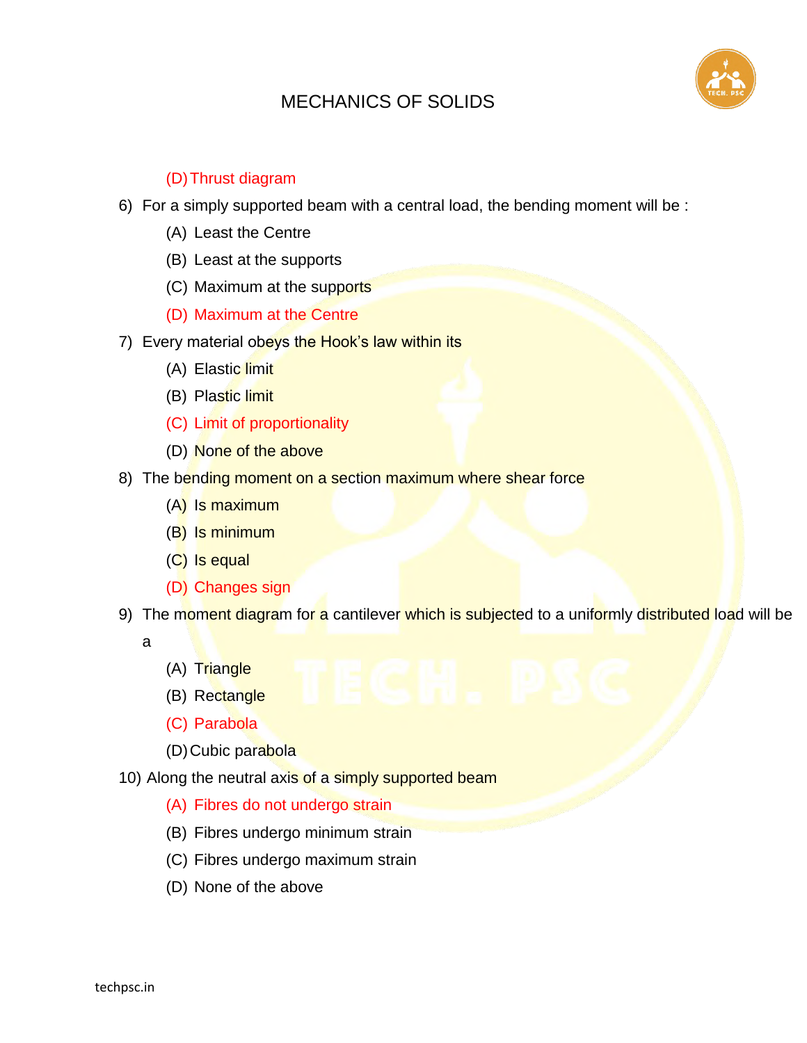(D) Thrust diagram

6) For a simply supported beam with a central load, the bending moment will be :
   - (A) Least the Centre
   - (B) Least at the supports
   - (C) Maximum at the supports
   - (D) Maximum at the Centre

7) Every material obeys the Hook's law within its
   - (A) Elastic limit
   - (B) Plastic limit
   - (C) Limit of proportionality
   - (D) None of the above

8) The bending moment on a section maximum where shear force
   - (A) Is maximum
   - (B) Is minimum
   - (C) Is equal
   - (D) Changes sign

9) The moment diagram for a cantilever which is subjected to a uniformly distributed load will be a
   - (A) Triangle
   - (B) Rectangle
   - (C) Parabola
   - (D) Cubic parabola

10) Along the neutral axis of a simply supported beam
   - (A) Fibres do not undergo strain
   - (B) Fibres undergo minimum strain
   - (C) Fibres undergo maximum strain
   - (D) None of the above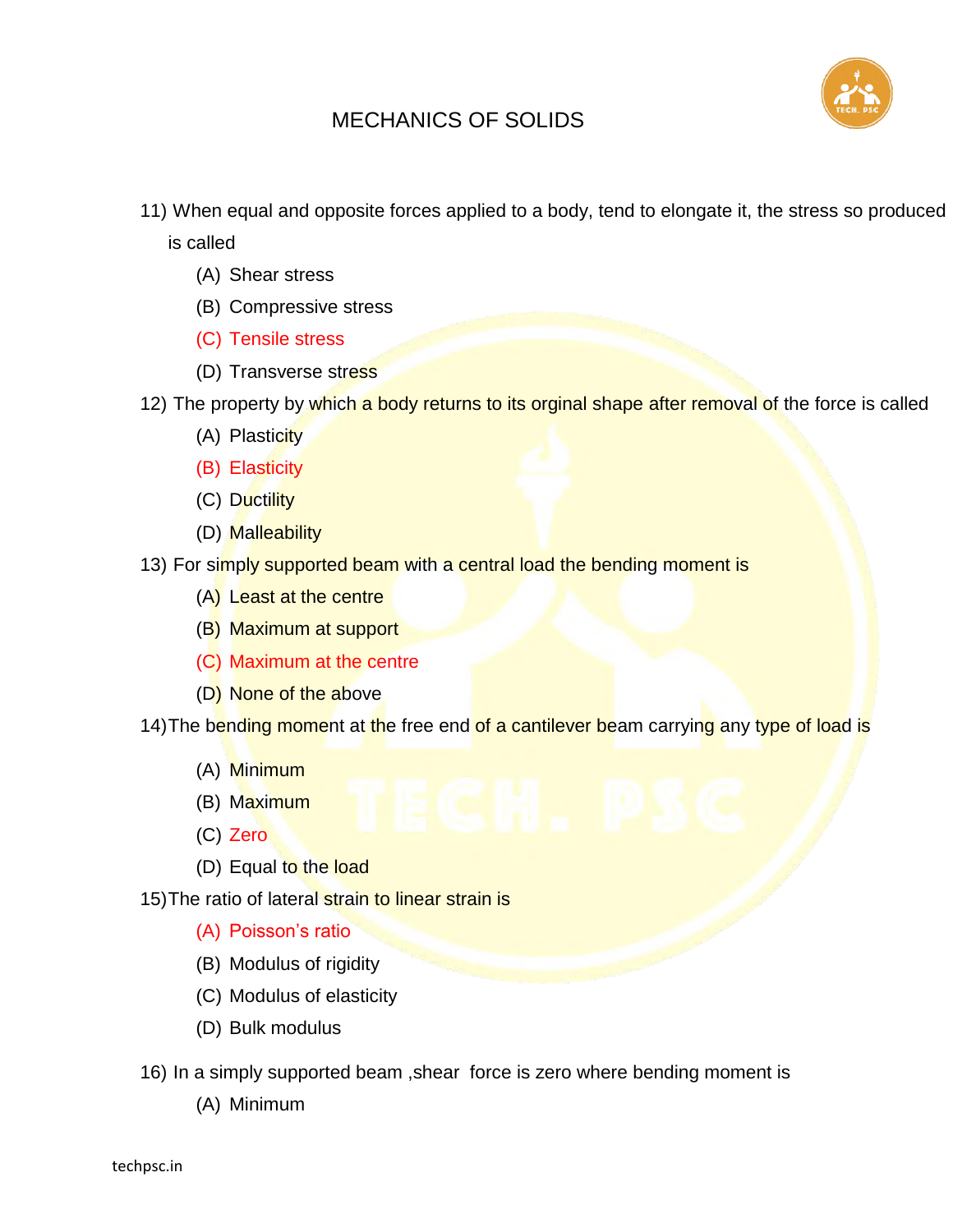# MECHANICS OF SOLIDS

11) When equal and opposite forces applied to a body, tend to elongate it, the stress so produced is called

(A) Shear stress

(B) Compressive stress

(C) Tensile stress

(D) Transverse stress

12) The property by which a body returns to its orginal shape after removal of the force is called

(A) Plasticity

(B) Elasticity

(C) Ductility

(D) Malleability

13) For simply supported beam with a central load the bending moment is

(A) Least at the centre

(B) Maximum at support

(C) Maximum at the centre

(D) None of the above

14) The bending moment at the free end of a cantilever beam carrying any type of load is

(A) Minimum

(B) Maximum

(C) Zero

(D) Equal to the load

15) The ratio of lateral strain to linear strain is

(A) Poisson's ratio

(B) Modulus of rigidity

(C) Modulus of elasticity

(D) Bulk modulus

16) In a simply supported beam ,shear force is zero where bending moment is

(A) Minimum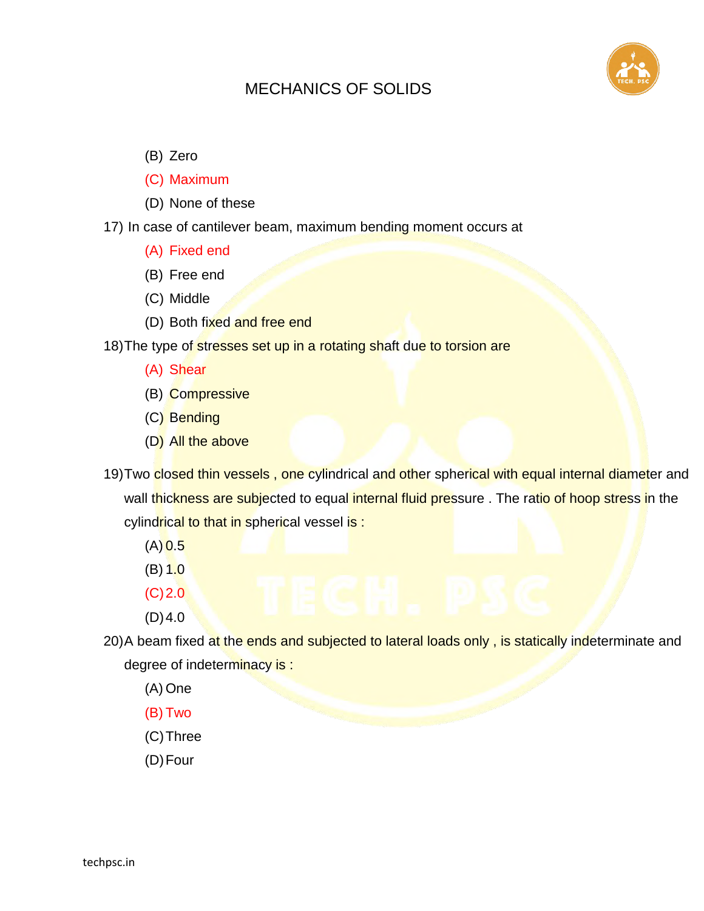(B) Zero

(C) Maximum

(D) None of these

17) In case of cantilever beam, maximum bending moment occurs at

(A) Fixed end

(B) Free end

(C) Middle

(D) Both fixed and free end

18) The type of stresses set up in a rotating shaft due to torsion are

(A) Shear

(B) Compressive

(C) Bending

(D) All the above

19) Two closed thin vessels , one cylindrical and other spherical with equal internal diameter and wall thickness are subjected to equal internal fluid pressure . The ratio of hoop stress in the cylindrical to that in spherical vessel is :

(A) 0.5

(B) 1.0

(C) 2.0

(D) 4.0

20) A beam fixed at the ends and subjected to lateral loads only , is statically indeterminate and degree of indeterminacy is :

(A) One

(B) Two

(C) Three

(D) Four